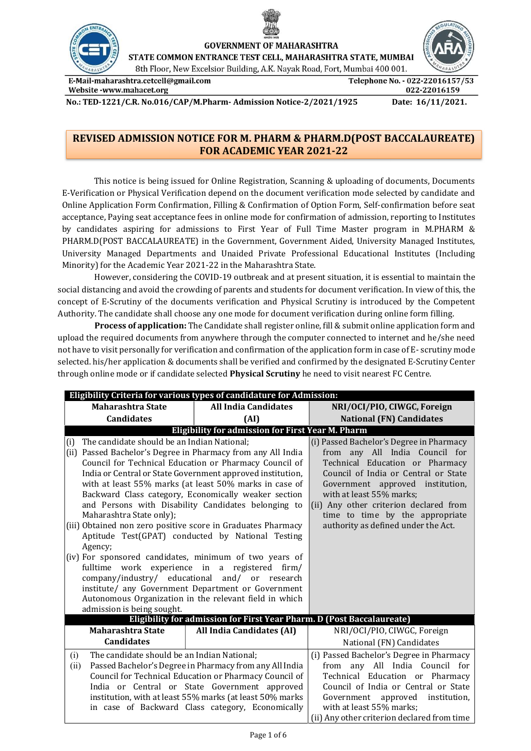GOVERNMENT OF MAHARASHTRA

STATE COMMON ENTRANCE TEST CELL, MAHARASHTRA STATE, MUMBAI

8th Floor, New Excelsior Building, A.K. Nayak Road, Fort, Mumbai 400 001.

E-Mail-maharashtra.cetcell@gmail.com | Telephone No. - 022-22016157/53, 022-22016159

Website -www.mahacet.org

**No.: TED-1221/C.R. No.016/CAP/M.Pharm- Admission Notice-2/2021/1925** | **Date: 16/11/2021.**

# REVISED ADMISSION NOTICE FOR M. PHARM & PHARM.D(POST BACCALAUREATE) FOR ACADEMIC YEAR 2021-22

This notice is being issued for Online Registration, Scanning & uploading of documents, Documents E-Verification or Physical Verification depend on the document verification mode selected by candidate and Online Application Form Confirmation, Filling & Confirmation of Option Form, Self-confirmation before seat acceptance, Paying seat acceptance fees in online mode for confirmation of admission, reporting to Institutes by candidates aspiring for admissions to First Year of Full Time Master program in M.PHARM & PHARM.D(POST BACCALAUREATE) in the Government, Government Aided, University Managed Institutes, University Managed Departments and Unaided Private Professional Educational Institutes (Including Minority) for the Academic Year 2021-22 in the Maharashtra State.

However, considering the COVID-19 outbreak and at present situation, it is essential to maintain the social distancing and avoid the crowding of parents and students for document verification. In view of this, the concept of E-Scrutiny of the documents verification and Physical Scrutiny is introduced by the Competent Authority. The candidate shall choose any one mode for document verification during online form filling.

**Process of application:** The Candidate shall register online, fill & submit online application form and upload the required documents from anywhere through the computer connected to internet and he/she need not have to visit personally for verification and confirmation of the application form in case of E- scrutiny mode selected. his/her application & documents shall be verified and confirmed by the designated E-Scrutiny Center through online mode or if candidate selected **Physical Scrutiny** he need to visit nearest FC Centre.

| **Eligibility Criteria for various types of candidature for Admission:** | | |
|---|---|---|
| **Maharashtra State Candidates** | **All India Candidates (AI)** | **NRI/OCI/PIO, CIWGC, Foreign National (FN) Candidates** |
| **Eligibility for admission for First Year M. Pharm** | | |
| (i) The candidate should be an Indian National;<br>(ii) Passed Bachelor's Degree in Pharmacy from any All India Council for Technical Education or Pharmacy Council of India or Central or State Government approved institution, with at least 55% marks (at least 50% marks in case of Backward Class category, Economically weaker section and Persons with Disability Candidates belonging to Maharashtra State only);<br>(iii) Obtained non zero positive score in Graduates Pharmacy Aptitude Test(GPAT) conducted by National Testing Agency;<br>(iv) For sponsored candidates, minimum of two years of fulltime work experience in a registered firm/ company/industry/ educational and/ or research institute/ any Government Department or Government Autonomous Organization in the relevant field in which admission is being sought. | | (i) Passed Bachelor's Degree in Pharmacy from any All India Council for Technical Education or Pharmacy Council of India or Central or State Government approved institution, with at least 55% marks;<br>(ii) Any other criterion declared from time to time by the appropriate authority as defined under the Act. |
| **Eligibility for admission for First Year Pharm. D (Post Baccalaureate)** | | |
| **Maharashtra State Candidates** | **All India Candidates (AI)** | NRI/OCI/PIO, CIWGC, Foreign National (FN) Candidates |
| (i) The candidate should be an Indian National;<br>(ii) Passed Bachelor's Degree in Pharmacy from any All India Council for Technical Education or Pharmacy Council of India or Central or State Government approved institution, with at least 55% marks (at least 50% marks in case of Backward Class category, Economically | | (i) Passed Bachelor's Degree in Pharmacy from any All India Council for Technical Education or Pharmacy Council of India or Central or State Government approved institution, with at least 55% marks;<br>(ii) Any other criterion declared from time |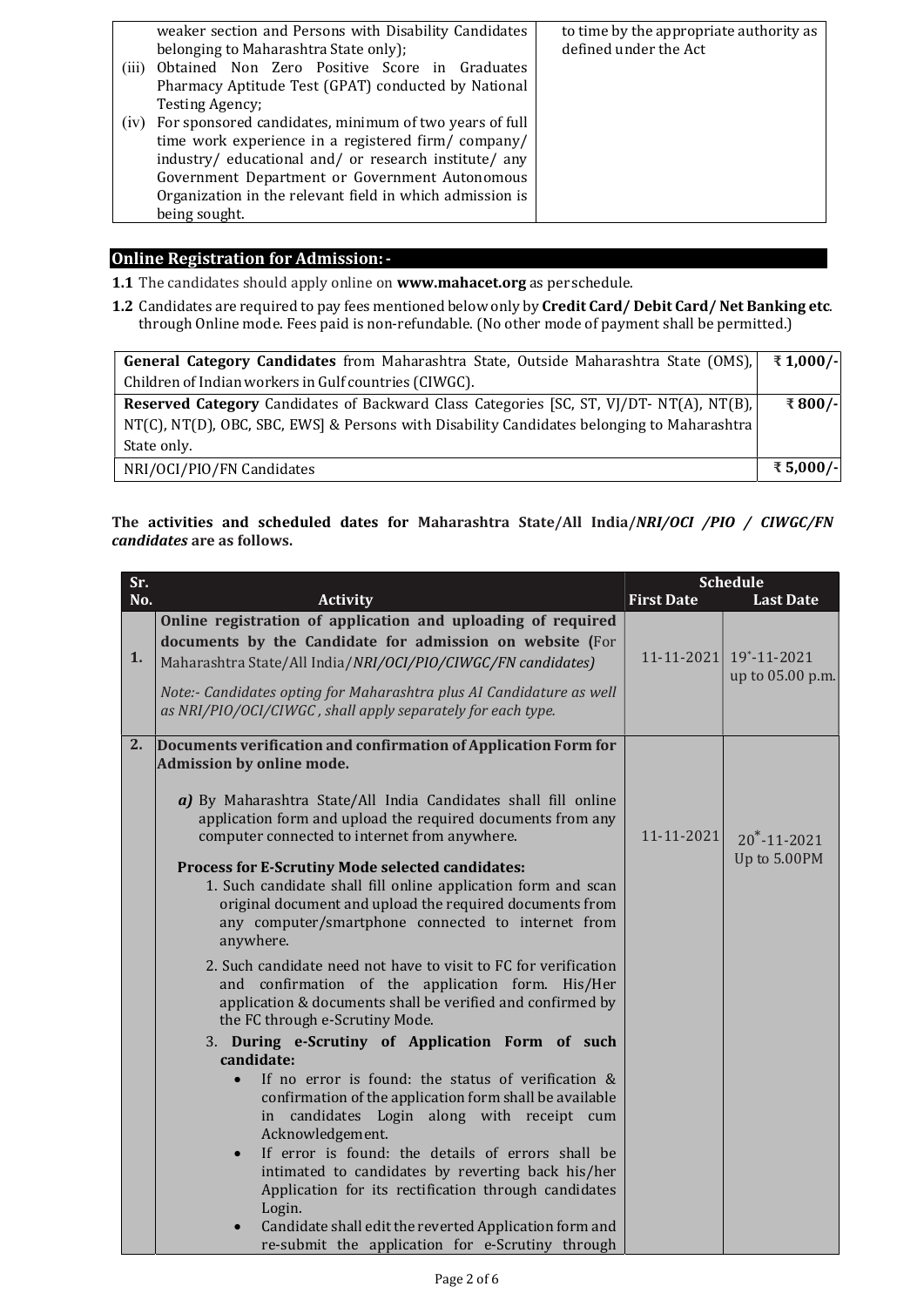| | |
|---|---|
| weaker section and Persons with Disability Candidates belonging to Maharashtra State only);<br>(iii) Obtained Non Zero Positive Score in Graduates Pharmacy Aptitude Test (GPAT) conducted by National Testing Agency;<br>(iv) For sponsored candidates, minimum of two years of full time work experience in a registered firm/ company/ industry/ educational and/ or research institute/ any Government Department or Government Autonomous Organization in the relevant field in which admission is being sought. | to time by the appropriate authority as defined under the Act |

## Online Registration for Admission: -

**1.1** The candidates should apply online on **www.mahacet.org** as per schedule.

**1.2** Candidates are required to pay fees mentioned below only by **Credit Card/ Debit Card/ Net Banking etc**. through Online mode. Fees paid is non-refundable. (No other mode of payment shall be permitted.)

| | |
|---|---|
| **General Category Candidates** from Maharashtra State, Outside Maharashtra State (OMS), Children of Indian workers in Gulf countries (CIWGC). | ₹ 1,000/- |
| **Reserved Category** Candidates of Backward Class Categories [SC, ST, VJ/DT- NT(A), NT(B), NT(C), NT(D), OBC, SBC, EWS] & Persons with Disability Candidates belonging to Maharashtra State only. | ₹ 800/- |
| NRI/OCI/PIO/FN Candidates | ₹ 5,000/- |

**The activities and scheduled dates for Maharashtra State/All India/*NRI/OCI /PIO / CIWGC/FN candidates* are as follows.**

| Sr. No. | Activity | Schedule First Date | Schedule Last Date |
|---|---|---|---|
| 1. | **Online registration of application and uploading of required documents by the Candidate for admission on website (**For Maharashtra State/All India/*NRI/OCI/PIO/CIWGC/FN candidates)*<br><br>*Note:- Candidates opting for Maharashtra plus AI Candidature as well as NRI/PIO/OCI/CIWGC , shall apply separately for each type.* | 11-11-2021 | 19*-11-2021 up to 05.00 p.m. |
| 2. | **Documents verification and confirmation of Application Form for Admission by online mode.**<br><br>***a)*** By Maharashtra State/All India Candidates shall fill online application form and upload the required documents from any computer connected to internet from anywhere.<br><br>**Process for E-Scrutiny Mode selected candidates:**<br>1. Such candidate shall fill online application form and scan original document and upload the required documents from any computer/smartphone connected to internet from anywhere.<br>2. Such candidate need not have to visit to FC for verification and confirmation of the application form. His/Her application & documents shall be verified and confirmed by the FC through e-Scrutiny Mode.<br>3. **During e-Scrutiny of Application Form of such candidate:**<br>• If no error is found: the status of verification & confirmation of the application form shall be available in candidates Login along with receipt cum Acknowledgement.<br>• If error is found: the details of errors shall be intimated to candidates by reverting back his/her Application for its rectification through candidates Login.<br>• Candidate shall edit the reverted Application form and re-submit the application for e-Scrutiny through | 11-11-2021 | 20*-11-2021 Up to 5.00PM |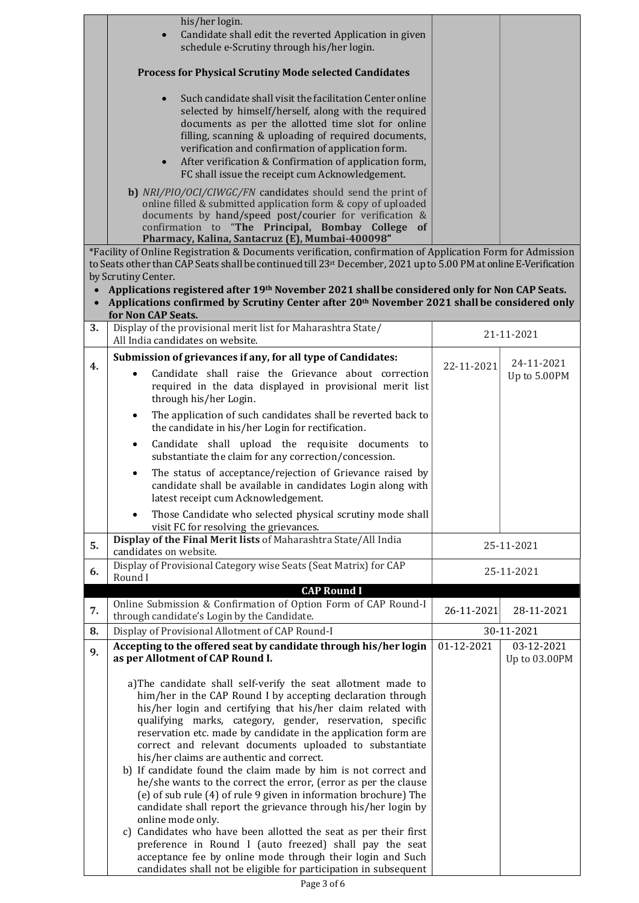| | | | |
|---|---|---|---|
| | his/her login.<br>• Candidate shall edit the reverted Application in given schedule e-Scrutiny through his/her login.<br><br>**Process for Physical Scrutiny Mode selected Candidates**<br><br>• Such candidate shall visit the facilitation Center online selected by himself/herself, along with the required documents as per the allotted time slot for online filling, scanning & uploading of required documents, verification and confirmation of application form.<br>• After verification & Confirmation of application form, FC shall issue the receipt cum Acknowledgement.<br><br>**b)** *NRI/PIO/OCI/CIWGC/FN* candidates should send the print of online filled & submitted application form & copy of uploaded documents by hand/speed post/courier for verification & confirmation to "**The Principal, Bombay College of Pharmacy, Kalina, Santacruz (E), Mumbai-400098"** | | |
| | *Facility of Online Registration & Documents verification, confirmation of Application Form for Admission to Seats other than CAP Seats shall be continued till 23st December, 2021 up to 5.00 PM at online E-Verification by Scrutiny Center.<br>• **Applications registered after 19th November 2021 shall be considered only for Non CAP Seats.**<br>• **Applications confirmed by Scrutiny Center after 20th November 2021 shall be considered only for Non CAP Seats.** | | |
| **3.** | Display of the provisional merit list for Maharashtra State/ All India candidates on website. | 21-11-2021 | |
| **4.** | **Submission of grievances if any, for all type of Candidates:**<br>• Candidate shall raise the Grievance about correction required in the data displayed in provisional merit list through his/her Login.<br>• The application of such candidates shall be reverted back to the candidate in his/her Login for rectification.<br>• Candidate shall upload the requisite documents to substantiate the claim for any correction/concession.<br>• The status of acceptance/rejection of Grievance raised by candidate shall be available in candidates Login along with latest receipt cum Acknowledgement.<br>• Those Candidate who selected physical scrutiny mode shall visit FC for resolving the grievances. | 22-11-2021 | 24-11-2021 Up to 5.00PM |
| **5.** | **Display of the Final Merit lists** of Maharashtra State/All India candidates on website. | 25-11-2021 | |
| **6.** | Display of Provisional Category wise Seats (Seat Matrix) for CAP Round I | 25-11-2021 | |
| | **CAP Round I** | | |
| **7.** | Online Submission & Confirmation of Option Form of CAP Round-I through candidate's Login by the Candidate. | 26-11-2021 | 28-11-2021 |
| **8.** | Display of Provisional Allotment of CAP Round-I | 30-11-2021 | |
| **9.** | **Accepting to the offered seat by candidate through his/her login as per Allotment of CAP Round I.**<br><br>a) The candidate shall self-verify the seat allotment made to him/her in the CAP Round I by accepting declaration through his/her login and certifying that his/her claim related with qualifying marks, category, gender, reservation, specific reservation etc. made by candidate in the application form are correct and relevant documents uploaded to substantiate his/her claims are authentic and correct.<br>b) If candidate found the claim made by him is not correct and he/she wants to the correct the error, (error as per the clause (e) of sub rule (4) of rule 9 given in information brochure) The candidate shall report the grievance through his/her login by online mode only.<br>c) Candidates who have been allotted the seat as per their first preference in Round I (auto freezed) shall pay the seat acceptance fee by online mode through their login and Such candidates shall not be eligible for participation in subsequent | 01-12-2021 | 03-12-2021 Up to 03.00PM |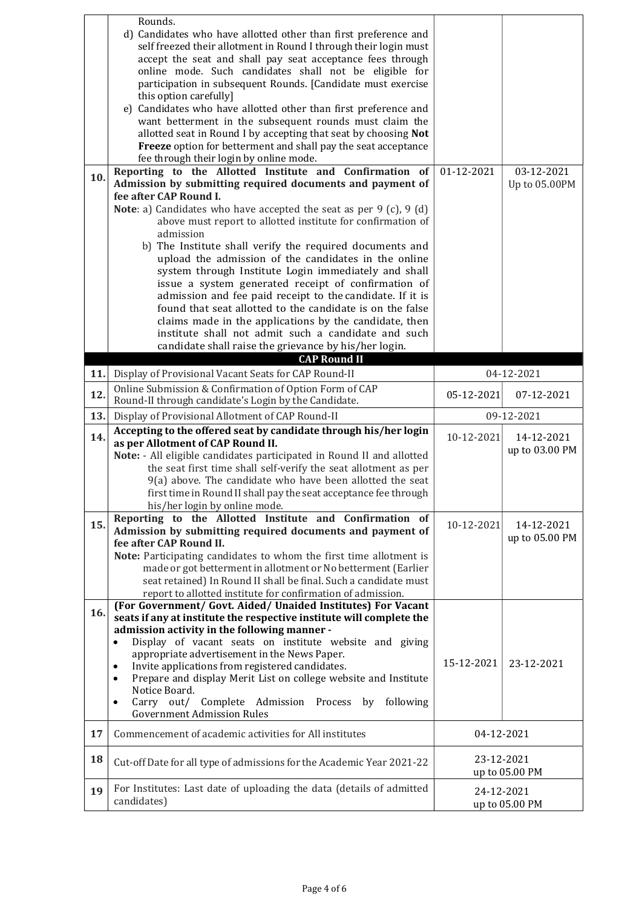| | | | |
|---|---|---|---|
| | Rounds.<br>d) Candidates who have allotted other than first preference and self freezed their allotment in Round I through their login must accept the seat and shall pay seat acceptance fees through online mode. Such candidates shall not be eligible for participation in subsequent Rounds. [Candidate must exercise this option carefully]<br>e) Candidates who have allotted other than first preference and want betterment in the subsequent rounds must claim the allotted seat in Round I by accepting that seat by choosing **Not Freeze** option for betterment and shall pay the seat acceptance fee through their login by online mode. | | |
| **10.** | **Reporting to the Allotted Institute and Confirmation of Admission by submitting required documents and payment of fee after CAP Round I.**<br>**Note**: a) Candidates who have accepted the seat as per 9 (c), 9 (d) above must report to allotted institute for confirmation of admission<br>b) The Institute shall verify the required documents and upload the admission of the candidates in the online system through Institute Login immediately and shall issue a system generated receipt of confirmation of admission and fee paid receipt to the candidate. If it is found that seat allotted to the candidate is on the false claims made in the applications by the candidate, then institute shall not admit such a candidate and such candidate shall raise the grievance by his/her login. | 01-12-2021 | 03-12-2021 Up to 05.00PM |
| | **CAP Round II** | | |
| **11.** | Display of Provisional Vacant Seats for CAP Round-II | 04-12-2021 | |
| **12.** | Online Submission & Confirmation of Option Form of CAP Round-II through candidate's Login by the Candidate. | 05-12-2021 | 07-12-2021 |
| **13.** | Display of Provisional Allotment of CAP Round-II | 09-12-2021 | |
| **14.** | **Accepting to the offered seat by candidate through his/her login as per Allotment of CAP Round II.**<br>**Note:** - All eligible candidates participated in Round II and allotted the seat first time shall self-verify the seat allotment as per 9(a) above. The candidate who have been allotted the seat first time in Round II shall pay the seat acceptance fee through his/her login by online mode. | 10-12-2021 | 14-12-2021 up to 03.00 PM |
| **15.** | **Reporting to the Allotted Institute and Confirmation of Admission by submitting required documents and payment of fee after CAP Round II.**<br>**Note:** Participating candidates to whom the first time allotment is made or got betterment in allotment or No betterment (Earlier seat retained) In Round II shall be final. Such a candidate must report to allotted institute for confirmation of admission. | 10-12-2021 | 14-12-2021 up to 05.00 PM |
| **16.** | **(For Government/ Govt. Aided/ Unaided Institutes) For Vacant seats if any at institute the respective institute will complete the admission activity in the following manner -**<br>• Display of vacant seats on institute website and giving appropriate advertisement in the News Paper.<br>• Invite applications from registered candidates.<br>• Prepare and display Merit List on college website and Institute Notice Board.<br>• Carry out/ Complete Admission Process by following Government Admission Rules | 15-12-2021 | 23-12-2021 |
| **17** | Commencement of academic activities for All institutes | 04-12-2021 | |
| **18** | Cut-off Date for all type of admissions for the Academic Year 2021-22 | 23-12-2021 up to 05.00 PM | |
| **19** | For Institutes: Last date of uploading the data (details of admitted candidates) | 24-12-2021 up to 05.00 PM | |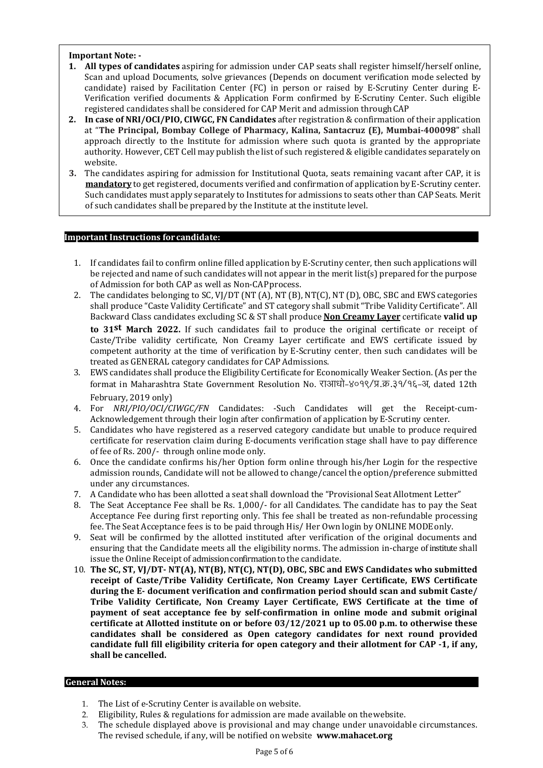**Important Note: -**

1. **All types of candidates** aspiring for admission under CAP seats shall register himself/herself online, Scan and upload Documents, solve grievances (Depends on document verification mode selected by candidate) raised by Facilitation Center (FC) in person or raised by E-Scrutiny Center during E-Verification verified documents & Application Form confirmed by E-Scrutiny Center. Such eligible registered candidates shall be considered for CAP Merit and admission through CAP
2. **In case of NRI/OCI/PIO, CIWGC, FN Candidates** after registration & confirmation of their application at "**The Principal, Bombay College of Pharmacy, Kalina, Santacruz (E), Mumbai-400098**" shall approach directly to the Institute for admission where such quota is granted by the appropriate authority. However, CET Cell may publish the list of such registered & eligible candidates separately on website.
3. The candidates aspiring for admission for Institutional Quota, seats remaining vacant after CAP, it is **mandatory** to get registered, documents verified and confirmation of application by E-Scrutiny center. Such candidates must apply separately to Institutes for admissions to seats other than CAP Seats. Merit of such candidates shall be prepared by the Institute at the institute level.

## Important Instructions for candidate:

1. If candidates fail to confirm online filled application by E-Scrutiny center, then such applications will be rejected and name of such candidates will not appear in the merit list(s) prepared for the purpose of Admission for both CAP as well as Non-CAP process.
2. The candidates belonging to SC, VJ/DT (NT (A), NT (B), NT(C), NT (D), OBC, SBC and EWS categories shall produce "Caste Validity Certificate" and ST category shall submit "Tribe Validity Certificate". All Backward Class candidates excluding SC & ST shall produce **Non Creamy Layer** certificate **valid up to 31st March 2022.** If such candidates fail to produce the original certificate or receipt of Caste/Tribe validity certificate, Non Creamy Layer certificate and EWS certificate issued by competent authority at the time of verification by E-Scrutiny center, then such candidates will be treated as GENERAL category candidates for CAP Admissions.
3. EWS candidates shall produce the Eligibility Certificate for Economically Weaker Section. (As per the format in Maharashtra State Government Resolution No. राआधो-४०१९/प्र.क्र.३१/१६-अ, dated 12th February, 2019 only)
4. For *NRI/PIO/OCI/CIWGC/FN* Candidates: -Such Candidates will get the Receipt-cum-Acknowledgement through their login after confirmation of application by E-Scrutiny center.
5. Candidates who have registered as a reserved category candidate but unable to produce required certificate for reservation claim during E-documents verification stage shall have to pay difference of fee of Rs. 200/- through online mode only.
6. Once the candidate confirms his/her Option form online through his/her Login for the respective admission rounds, Candidate will not be allowed to change/cancel the option/preference submitted under any circumstances.
7. A Candidate who has been allotted a seat shall download the "Provisional Seat Allotment Letter"
8. The Seat Acceptance Fee shall be Rs. 1,000/- for all Candidates. The candidate has to pay the Seat Acceptance Fee during first reporting only. This fee shall be treated as non-refundable processing fee. The Seat Acceptance fees is to be paid through His/ Her Own login by ONLINE MODE only.
9. Seat will be confirmed by the allotted instituted after verification of the original documents and ensuring that the Candidate meets all the eligibility norms. The admission in-charge of institute shall issue the Online Receipt of admission confirmation to the candidate.
10. **The SC, ST, VJ/DT- NT(A), NT(B), NT(C), NT(D), OBC, SBC and EWS Candidates who submitted receipt of Caste/Tribe Validity Certificate, Non Creamy Layer Certificate, EWS Certificate during the E- document verification and confirmation period should scan and submit Caste/ Tribe Validity Certificate, Non Creamy Layer Certificate, EWS Certificate at the time of payment of seat acceptance fee by self-confirmation in online mode and submit original certificate at Allotted institute on or before 03/12/2021 up to 05.00 p.m. to otherwise these candidates shall be considered as Open category candidates for next round provided candidate full fill eligibility criteria for open category and their allotment for CAP -1, if any, shall be cancelled.**

## General Notes:

1. The List of e-Scrutiny Center is available on website.
2. Eligibility, Rules & regulations for admission are made available on the website.
3. The schedule displayed above is provisional and may change under unavoidable circumstances. The revised schedule, if any, will be notified on website **www.mahacet.org**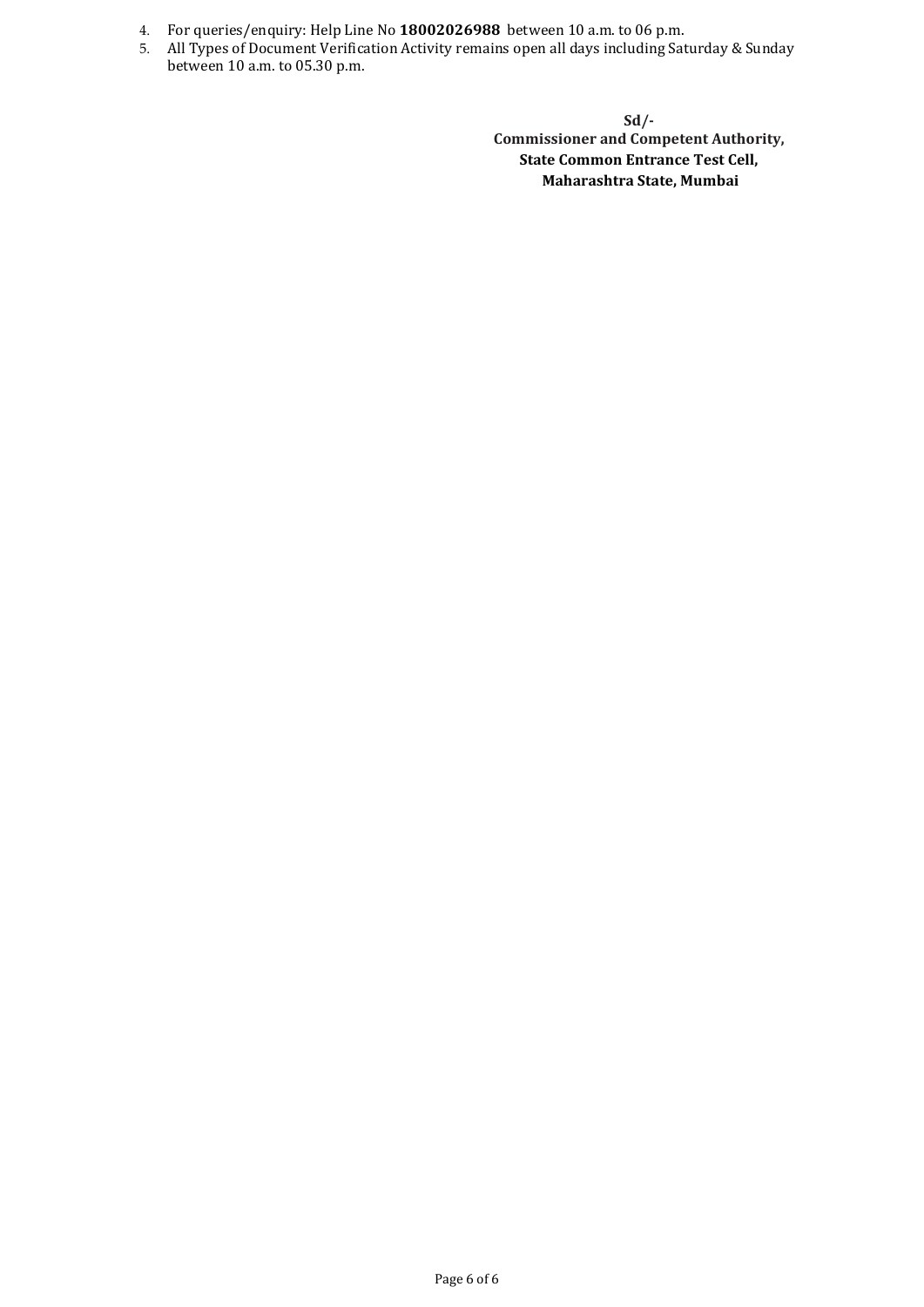4. For queries/enquiry: Help Line No **18002026988** between 10 a.m. to 06 p.m.
5. All Types of Document Verification Activity remains open all days including Saturday & Sunday between 10 a.m. to 05.30 p.m.

**Sd/-**
**Commissioner and Competent Authority,**
**State Common Entrance Test Cell,**
**Maharashtra State, Mumbai**